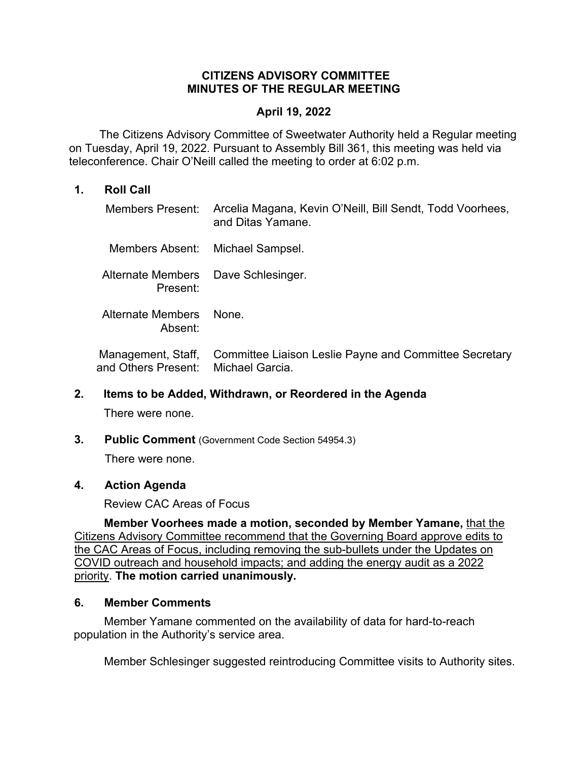# CITIZENS ADVISORY COMMITTEE
# MINUTES OF THE REGULAR MEETING

## April 19, 2022

The Citizens Advisory Committee of Sweetwater Authority held a Regular meeting on Tuesday, April 19, 2022. Pursuant to Assembly Bill 361, this meeting was held via teleconference. Chair O'Neill called the meeting to order at 6:02 p.m.

## 1. Roll Call

| | |
|---|---|
| Members Present: | Arcelia Magana, Kevin O'Neill, Bill Sendt, Todd Voorhees, and Ditas Yamane. |
| Members Absent: | Michael Sampsel. |
| Alternate Members Present: | Dave Schlesinger. |
| Alternate Members Absent: | None. |
| Management, Staff, and Others Present: | Committee Liaison Leslie Payne and Committee Secretary Michael Garcia. |

## 2. Items to be Added, Withdrawn, or Reordered in the Agenda

There were none.

## 3. Public Comment (Government Code Section 54954.3)

There were none.

## 4. Action Agenda

Review CAC Areas of Focus

**Member Voorhees made a motion, seconded by Member Yamane,** that the Citizens Advisory Committee recommend that the Governing Board approve edits to the CAC Areas of Focus, including removing the sub-bullets under the Updates on COVID outreach and household impacts; and adding the energy audit as a 2022 priority. **The motion carried unanimously.**

## 6. Member Comments

Member Yamane commented on the availability of data for hard-to-reach population in the Authority's service area.

Member Schlesinger suggested reintroducing Committee visits to Authority sites.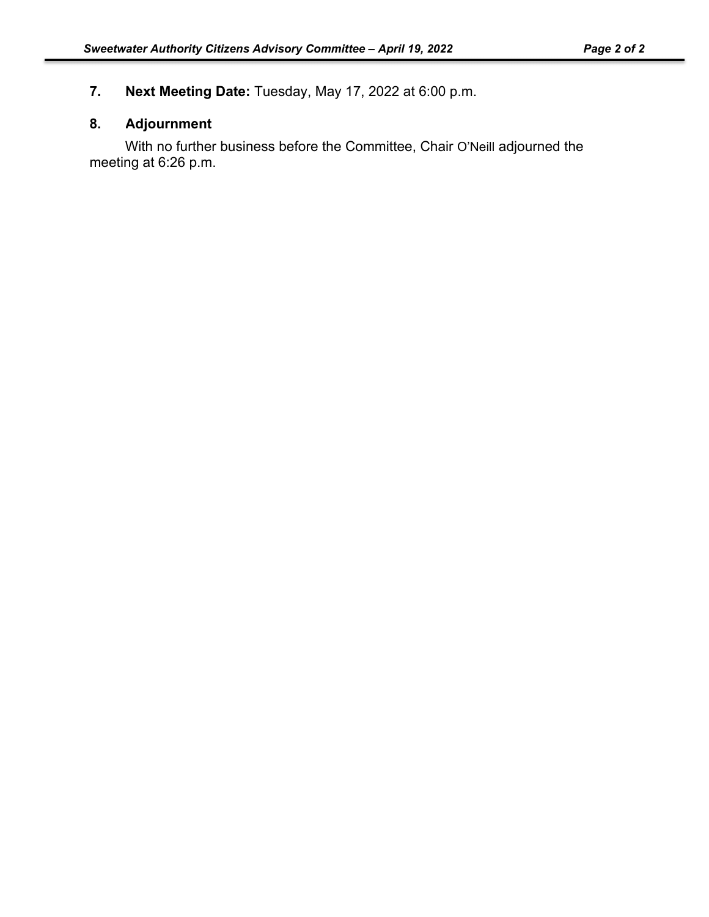**7. Next Meeting Date:** Tuesday, May 17, 2022 at 6:00 p.m.

**8. Adjournment**

With no further business before the Committee, Chair O'Neill adjourned the meeting at 6:26 p.m.